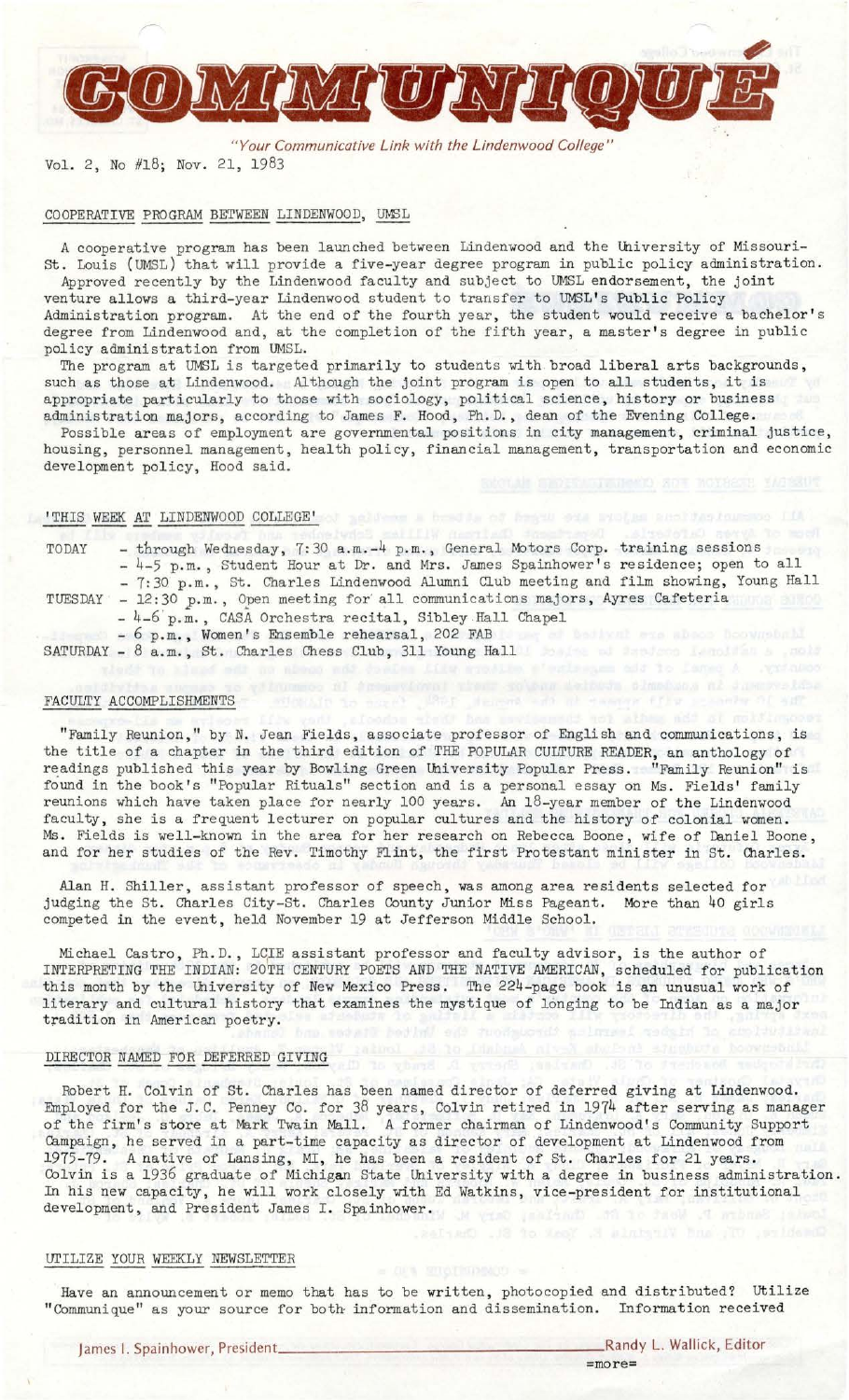# COMMUNIQUÉ

*"Your Communicative Link with the Lindenwood College"*

Vol. 2, No #18; Nov. 21, 1983

## COOPERATIVE PROGRAM BETWEEN LINDENWOOD, UMSL

A cooperative program has been launched between Lindenwood and the University of Missouri-St. Louis (UMSL) that will provide a five-year degree program in public policy administration.

Approved recently by the Lindenwood faculty and subject to UMSL endorsement, the joint venture allows a third-year Lindenwood student to transfer to UMSL's Public Policy Administration program. At the end of the fourth year, the student would receive a bachelor's degree from Lindenwood and, at the completion of the fifth year, a master's degree in public policy administration from UMSL.

The program at UMSL is targeted primarily to students with broad liberal arts backgrounds, such as those at Lindenwood. Although the joint program is open to all students, it is appropriate particularly to those with sociology, political science, history or business administration majors, according to James F. Hood, Ph.D., dean of the Evening College.

Possible areas of employment are governmental positions in city management, criminal justice, housing, personnel management, health policy, financial management, transportation and economic development policy, Hood said.

## 'THIS WEEK AT LINDENWOOD COLLEGE'

TODAY - through Wednesday, 7:30 a.m.-4 p.m., General Motors Corp. training sessions
- 4-5 p.m., Student Hour at Dr. and Mrs. James Spainhower's residence; open to all
- 7:30 p.m., St. Charles Lindenwood Alumni Club meeting and film showing, Young Hall

TUESDAY - 12:30 p.m., Open meeting for all communications majors, Ayres Cafeteria
- 4-6 p.m., CASA Orchestra recital, Sibley Hall Chapel
- 6 p.m., Women's Ensemble rehearsal, 202 FAB

SATURDAY - 8 a.m., St. Charles Chess Club, 311 Young Hall

## FACULTY ACCOMPLISHMENTS

"Family Reunion," by N. Jean Fields, associate professor of English and communications, is the title of a chapter in the third edition of THE POPULAR CULTURE READER, an anthology of readings published this year by Bowling Green University Popular Press. "Family Reunion" is found in the book's "Popular Rituals" section and is a personal essay on Ms. Fields' family reunions which have taken place for nearly 100 years. An 18-year member of the Lindenwood faculty, she is a frequent lecturer on popular cultures and the history of colonial women. Ms. Fields is well-known in the area for her research on Rebecca Boone, wife of Daniel Boone, and for her studies of the Rev. Timothy Flint, the first Protestant minister in St. Charles.

Alan H. Shiller, assistant professor of speech, was among area residents selected for judging the St. Charles City-St. Charles County Junior Miss Pageant. More than 40 girls competed in the event, held November 19 at Jefferson Middle School.

Michael Castro, Ph.D., LCIE assistant professor and faculty advisor, is the author of INTERPRETING THE INDIAN: 20TH CENTURY POETS AND THE NATIVE AMERICAN, scheduled for publication this month by the University of New Mexico Press. The 224-page book is an unusual work of literary and cultural history that examines the mystique of longing to be Indian as a major tradition in American poetry.

## DIRECTOR NAMED FOR DEFERRED GIVING

Robert H. Colvin of St. Charles has been named director of deferred giving at Lindenwood. Employed for the J.C. Penney Co. for 38 years, Colvin retired in 1974 after serving as manager of the firm's store at Mark Twain Mall. A former chairman of Lindenwood's Community Support Campaign, he served in a part-time capacity as director of development at Lindenwood from 1975-79. A native of Lansing, MI, he has been a resident of St. Charles for 21 years. Colvin is a 1936 graduate of Michigan State University with a degree in business administration. In his new capacity, he will work closely with Ed Watkins, vice-president for institutional development, and President James I. Spainhower.

## UTILIZE YOUR WEEKLY NEWSLETTER

Have an announcement or memo that has to be written, photocopied and distributed? Utilize "Communique" as your source for both information and dissemination. Information received

James I. Spainhower, President — Randy L. Wallick, Editor

=more=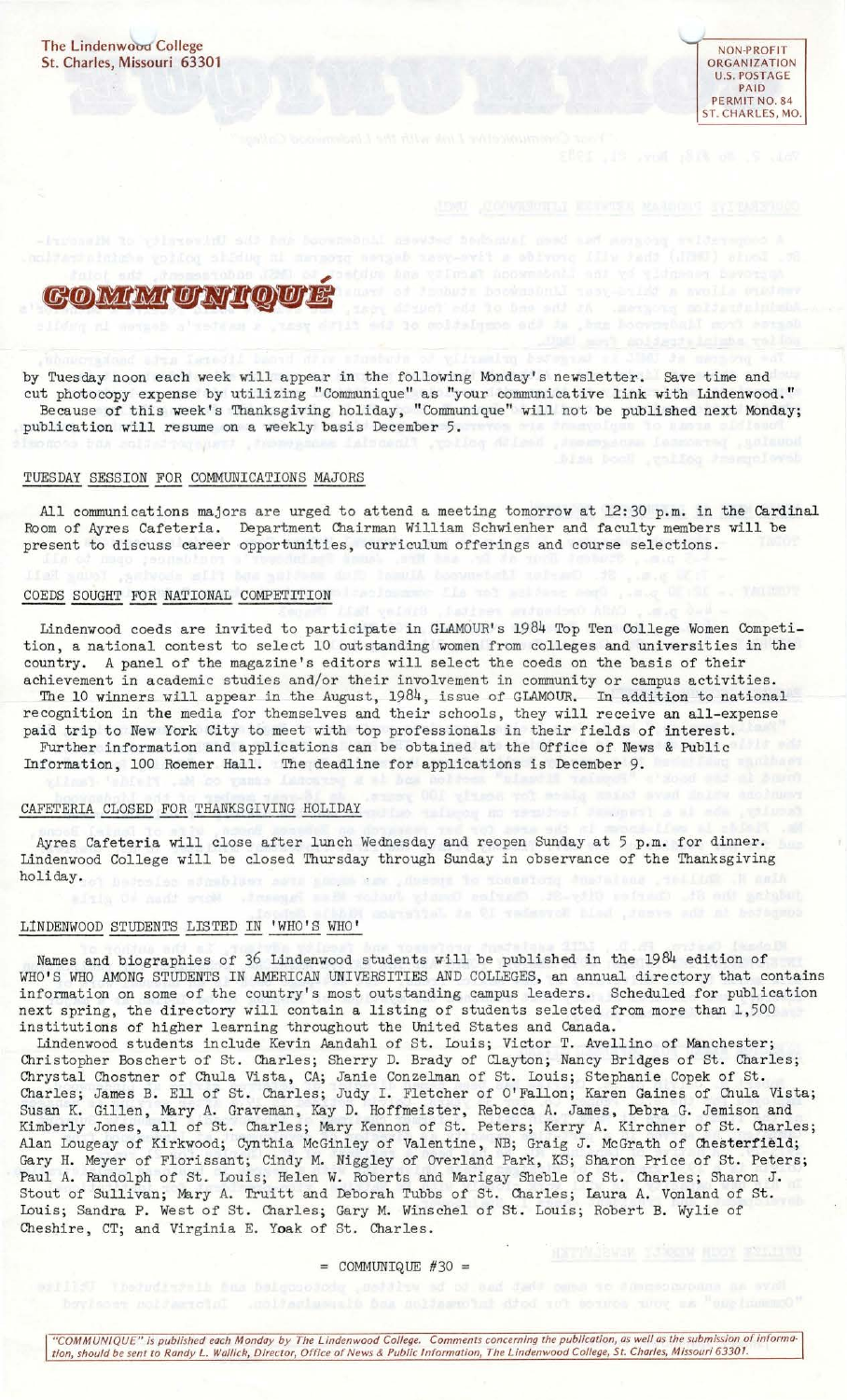The Lindenwood College
St. Charles, Missouri 63301

NON-PROFIT ORGANIZATION
U.S. POSTAGE PAID
PERMIT NO. 84
ST. CHARLES, MO.

# COMMUNIQUÉ

by Tuesday noon each week will appear in the following Monday's newsletter. Save time and cut photocopy expense by utilizing "Communique" as "your communicative link with Lindenwood."

Because of this week's Thanksgiving holiday, "Communique" will not be published next Monday; publication will resume on a weekly basis December 5.

## TUESDAY SESSION FOR COMMUNICATIONS MAJORS

All communications majors are urged to attend a meeting tomorrow at 12:30 p.m. in the Cardinal Room of Ayres Cafeteria. Department Chairman William Schwienher and faculty members will be present to discuss career opportunities, curriculum offerings and course selections.

## COEDS SOUGHT FOR NATIONAL COMPETITION

Lindenwood coeds are invited to participate in GLAMOUR's 1984 Top Ten College Women Competition, a national contest to select 10 outstanding women from colleges and universities in the country. A panel of the magazine's editors will select the coeds on the basis of their achievement in academic studies and/or their involvement in community or campus activities.

The 10 winners will appear in the August, 1984, issue of GLAMOUR. In addition to national recognition in the media for themselves and their schools, they will receive an all-expense paid trip to New York City to meet with top professionals in their fields of interest.

Further information and applications can be obtained at the Office of News & Public Information, 100 Roemer Hall. The deadline for applications is December 9.

## CAFETERIA CLOSED FOR THANKSGIVING HOLIDAY

Ayres Cafeteria will close after lunch Wednesday and reopen Sunday at 5 p.m. for dinner. Lindenwood College will be closed Thursday through Sunday in observance of the Thanksgiving holiday.

## LINDENWOOD STUDENTS LISTED IN 'WHO'S WHO'

Names and biographies of 36 Lindenwood students will be published in the 1984 edition of WHO'S WHO AMONG STUDENTS IN AMERICAN UNIVERSITIES AND COLLEGES, an annual directory that contains information on some of the country's most outstanding campus leaders. Scheduled for publication next spring, the directory will contain a listing of students selected from more than 1,500 institutions of higher learning throughout the United States and Canada.

Lindenwood students include Kevin Aandahl of St. Louis; Victor T. Avellino of Manchester; Christopher Boschert of St. Charles; Sherry D. Brady of Clayton; Nancy Bridges of St. Charles; Chrystal Chostner of Chula Vista, CA; Janie Conzelman of St. Louis; Stephanie Copek of St. Charles; James B. Ell of St. Charles; Judy I. Fletcher of O'Fallon; Karen Gaines of Chula Vista; Susan K. Gillen, Mary A. Graveman, Kay D. Hoffmeister, Rebecca A. James, Debra G. Jemison and Kimberly Jones, all of St. Charles; Mary Kennon of St. Peters; Kerry A. Kirchner of St. Charles; Alan Lougeay of Kirkwood; Cynthia McGinley of Valentine, NB; Graig J. McGrath of Chesterfield; Gary H. Meyer of Florissant; Cindy M. Niggley of Overland Park, KS; Sharon Price of St. Peters; Paul A. Randolph of St. Louis; Helen W. Roberts and Marigay Sheble of St. Charles; Sharon J. Stout of Sullivan; Mary A. Truitt and Deborah Tubbs of St. Charles; Laura A. Vonland of St. Louis; Sandra P. West of St. Charles; Gary M. Winschel of St. Louis; Robert B. Wylie of Cheshire, CT; and Virginia E. Yoak of St. Charles.

= COMMUNIQUE #30 =

*"COMMUNIQUE" is published each Monday by The Lindenwood College. Comments concerning the publication, as well as the submission of information, should be sent to Randy L. Wallick, Director, Office of News & Public Information, The Lindenwood College, St. Charles, Missouri 63301.*